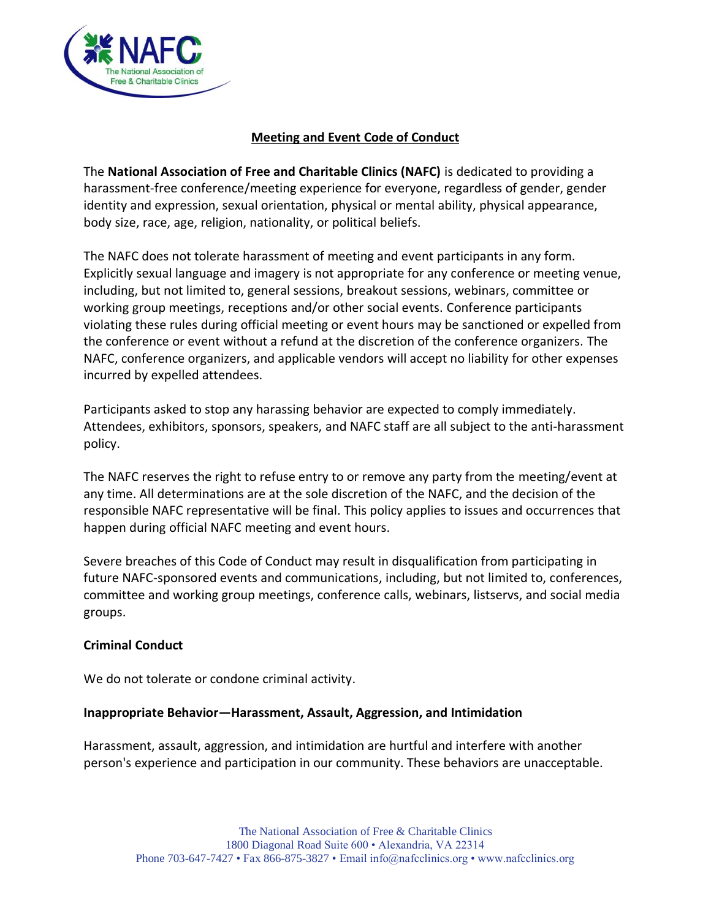## Meeting and Event Code of Conduct

The **National Association of Free and Charitable Clinics (NAFC)** is dedicated to providing a harassment-free conference/meeting experience for everyone, regardless of gender, gender identity and expression, sexual orientation, physical or mental ability, physical appearance, body size, race, age, religion, nationality, or political beliefs.

The NAFC does not tolerate harassment of meeting and event participants in any form. Explicitly sexual language and imagery is not appropriate for any conference or meeting venue, including, but not limited to, general sessions, breakout sessions, webinars, committee or working group meetings, receptions and/or other social events. Conference participants violating these rules during official meeting or event hours may be sanctioned or expelled from the conference or event without a refund at the discretion of the conference organizers. The NAFC, conference organizers, and applicable vendors will accept no liability for other expenses incurred by expelled attendees.

Participants asked to stop any harassing behavior are expected to comply immediately. Attendees, exhibitors, sponsors, speakers, and NAFC staff are all subject to the anti-harassment policy.

The NAFC reserves the right to refuse entry to or remove any party from the meeting/event at any time. All determinations are at the sole discretion of the NAFC, and the decision of the responsible NAFC representative will be final. This policy applies to issues and occurrences that happen during official NAFC meeting and event hours.

Severe breaches of this Code of Conduct may result in disqualification from participating in future NAFC-sponsored events and communications, including, but not limited to, conferences, committee and working group meetings, conference calls, webinars, listservs, and social media groups.

### Criminal Conduct

We do not tolerate or condone criminal activity.

### Inappropriate Behavior—Harassment, Assault, Aggression, and Intimidation

Harassment, assault, aggression, and intimidation are hurtful and interfere with another person's experience and participation in our community. These behaviors are unacceptable.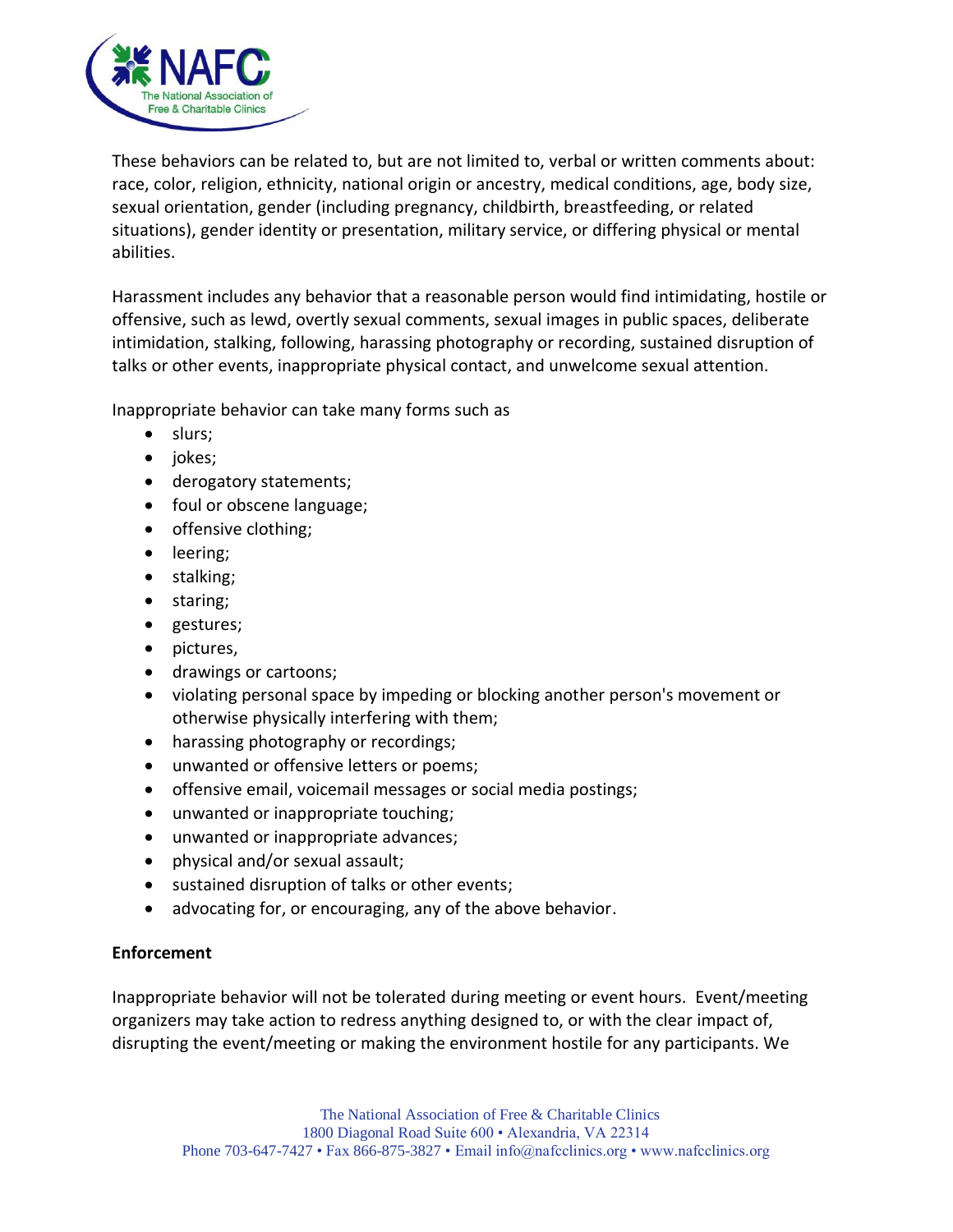These behaviors can be related to, but are not limited to, verbal or written comments about: race, color, religion, ethnicity, national origin or ancestry, medical conditions, age, body size, sexual orientation, gender (including pregnancy, childbirth, breastfeeding, or related situations), gender identity or presentation, military service, or differing physical or mental abilities.

Harassment includes any behavior that a reasonable person would find intimidating, hostile or offensive, such as lewd, overtly sexual comments, sexual images in public spaces, deliberate intimidation, stalking, following, harassing photography or recording, sustained disruption of talks or other events, inappropriate physical contact, and unwelcome sexual attention.

Inappropriate behavior can take many forms such as

- slurs;
- jokes;
- derogatory statements;
- foul or obscene language;
- offensive clothing;
- leering;
- stalking;
- staring;
- gestures;
- pictures,
- drawings or cartoons;
- violating personal space by impeding or blocking another person's movement or otherwise physically interfering with them;
- harassing photography or recordings;
- unwanted or offensive letters or poems;
- offensive email, voicemail messages or social media postings;
- unwanted or inappropriate touching;
- unwanted or inappropriate advances;
- physical and/or sexual assault;
- sustained disruption of talks or other events;
- advocating for, or encouraging, any of the above behavior.

**Enforcement**

Inappropriate behavior will not be tolerated during meeting or event hours. Event/meeting organizers may take action to redress anything designed to, or with the clear impact of, disrupting the event/meeting or making the environment hostile for any participants. We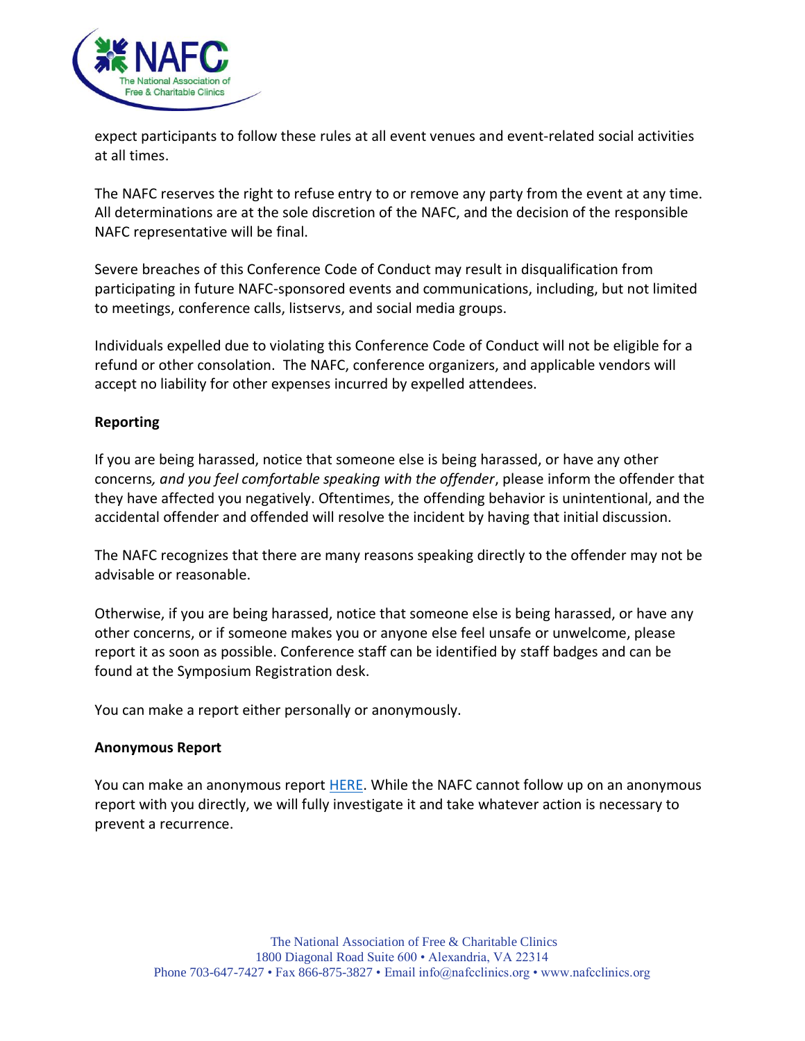expect participants to follow these rules at all event venues and event-related social activities at all times.

The NAFC reserves the right to refuse entry to or remove any party from the event at any time. All determinations are at the sole discretion of the NAFC, and the decision of the responsible NAFC representative will be final.

Severe breaches of this Conference Code of Conduct may result in disqualification from participating in future NAFC-sponsored events and communications, including, but not limited to meetings, conference calls, listservs, and social media groups.

Individuals expelled due to violating this Conference Code of Conduct will not be eligible for a refund or other consolation. The NAFC, conference organizers, and applicable vendors will accept no liability for other expenses incurred by expelled attendees.

**Reporting**

If you are being harassed, notice that someone else is being harassed, or have any other concerns*, and you feel comfortable speaking with the offender*, please inform the offender that they have affected you negatively. Oftentimes, the offending behavior is unintentional, and the accidental offender and offended will resolve the incident by having that initial discussion.

The NAFC recognizes that there are many reasons speaking directly to the offender may not be advisable or reasonable.

Otherwise, if you are being harassed, notice that someone else is being harassed, or have any other concerns, or if someone makes you or anyone else feel unsafe or unwelcome, please report it as soon as possible. Conference staff can be identified by staff badges and can be found at the Symposium Registration desk.

You can make a report either personally or anonymously.

**Anonymous Report**

You can make an anonymous report HERE. While the NAFC cannot follow up on an anonymous report with you directly, we will fully investigate it and take whatever action is necessary to prevent a recurrence.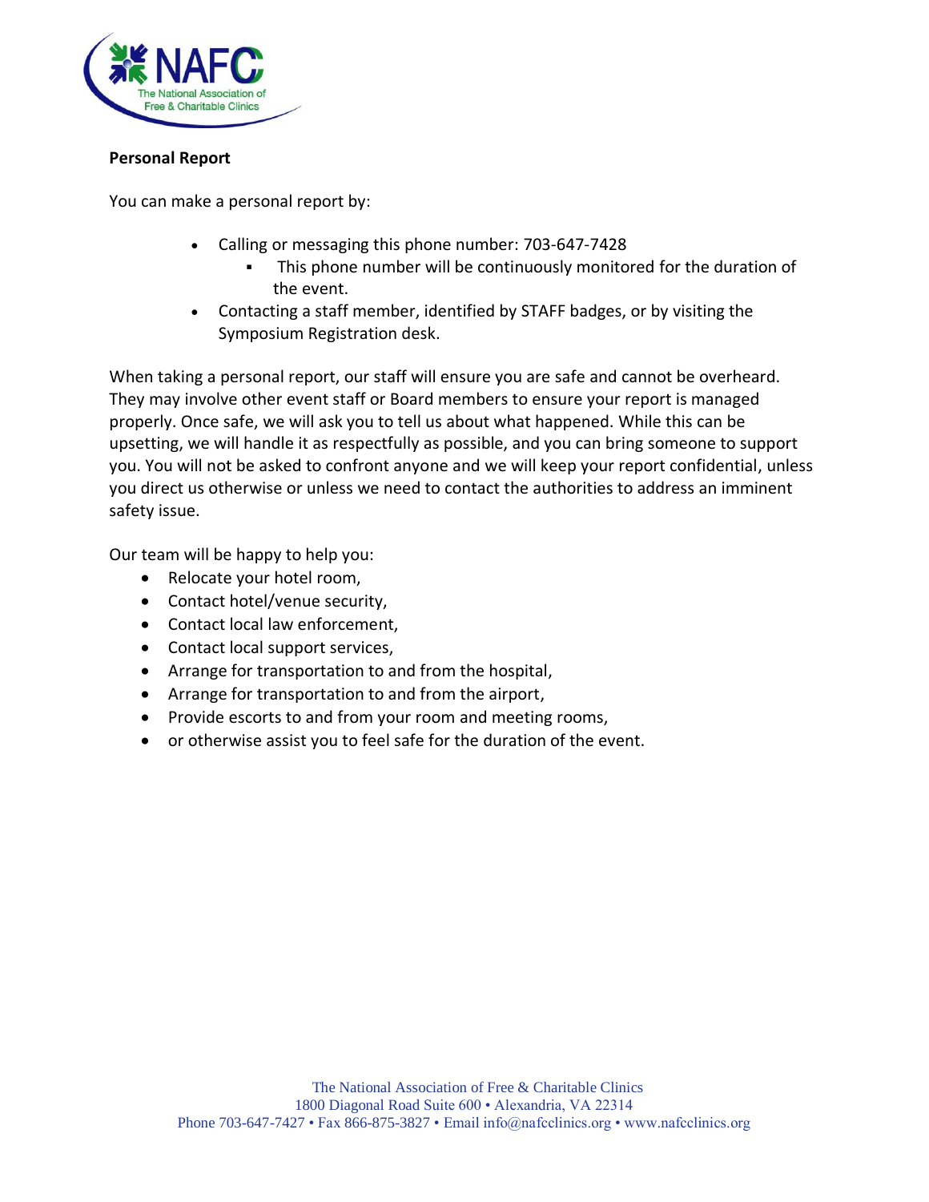**Personal Report**

You can make a personal report by:

- Calling or messaging this phone number: 703-647-7428
  - This phone number will be continuously monitored for the duration of the event.
- Contacting a staff member, identified by STAFF badges, or by visiting the Symposium Registration desk.

When taking a personal report, our staff will ensure you are safe and cannot be overheard. They may involve other event staff or Board members to ensure your report is managed properly. Once safe, we will ask you to tell us about what happened. While this can be upsetting, we will handle it as respectfully as possible, and you can bring someone to support you. You will not be asked to confront anyone and we will keep your report confidential, unless you direct us otherwise or unless we need to contact the authorities to address an imminent safety issue.

Our team will be happy to help you:

- Relocate your hotel room,
- Contact hotel/venue security,
- Contact local law enforcement,
- Contact local support services,
- Arrange for transportation to and from the hospital,
- Arrange for transportation to and from the airport,
- Provide escorts to and from your room and meeting rooms,
- or otherwise assist you to feel safe for the duration of the event.